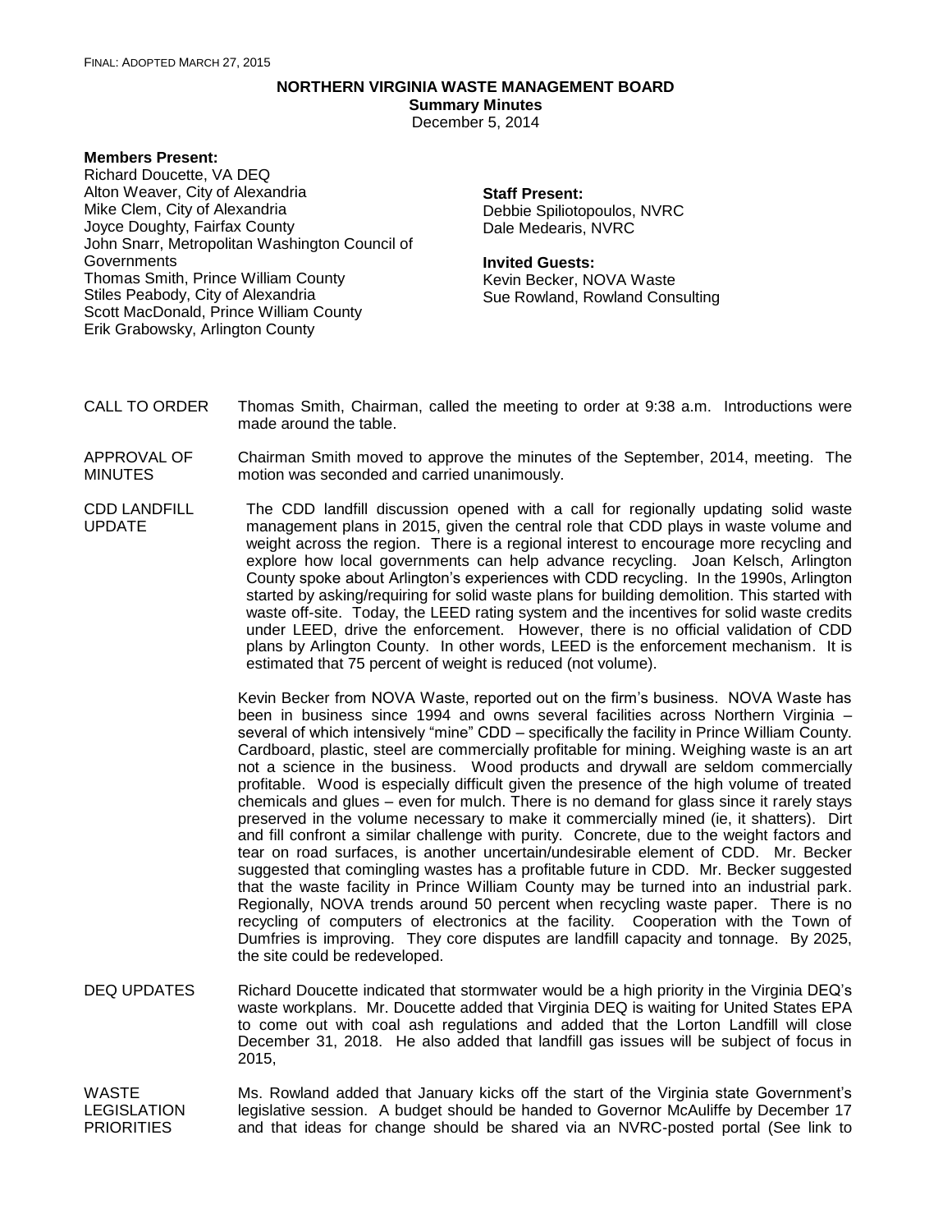FINAL: ADOPTED MARCH 27, 2015

# NORTHERN VIRGINIA WASTE MANAGEMENT BOARD

**Summary Minutes**

December 5, 2014

**Members Present:**

Richard Doucette, VA DEQ
Alton Weaver, City of Alexandria
Mike Clem, City of Alexandria
Joyce Doughty, Fairfax County
John Snarr, Metropolitan Washington Council of Governments
Thomas Smith, Prince William County
Stiles Peabody, City of Alexandria
Scott MacDonald, Prince William County
Erik Grabowsky, Arlington County

**Staff Present:**

Debbie Spiliotopoulos, NVRC
Dale Medearis, NVRC

**Invited Guests:**

Kevin Becker, NOVA Waste
Sue Rowland, Rowland Consulting

CALL TO ORDER

Thomas Smith, Chairman, called the meeting to order at 9:38 a.m. Introductions were made around the table.

APPROVAL OF MINUTES

Chairman Smith moved to approve the minutes of the September, 2014, meeting. The motion was seconded and carried unanimously.

CDD LANDFILL UPDATE

The CDD landfill discussion opened with a call for regionally updating solid waste management plans in 2015, given the central role that CDD plays in waste volume and weight across the region. There is a regional interest to encourage more recycling and explore how local governments can help advance recycling. Joan Kelsch, Arlington County spoke about Arlington's experiences with CDD recycling. In the 1990s, Arlington started by asking/requiring for solid waste plans for building demolition. This started with waste off-site. Today, the LEED rating system and the incentives for solid waste credits under LEED, drive the enforcement. However, there is no official validation of CDD plans by Arlington County. In other words, LEED is the enforcement mechanism. It is estimated that 75 percent of weight is reduced (not volume).

Kevin Becker from NOVA Waste, reported out on the firm's business. NOVA Waste has been in business since 1994 and owns several facilities across Northern Virginia – several of which intensively "mine" CDD – specifically the facility in Prince William County. Cardboard, plastic, steel are commercially profitable for mining. Weighing waste is an art not a science in the business. Wood products and drywall are seldom commercially profitable. Wood is especially difficult given the presence of the high volume of treated chemicals and glues – even for mulch. There is no demand for glass since it rarely stays preserved in the volume necessary to make it commercially mined (ie, it shatters). Dirt and fill confront a similar challenge with purity. Concrete, due to the weight factors and tear on road surfaces, is another uncertain/undesirable element of CDD. Mr. Becker suggested that comingling wastes has a profitable future in CDD. Mr. Becker suggested that the waste facility in Prince William County may be turned into an industrial park. Regionally, NOVA trends around 50 percent when recycling waste paper. There is no recycling of computers of electronics at the facility. Cooperation with the Town of Dumfries is improving. They core disputes are landfill capacity and tonnage. By 2025, the site could be redeveloped.

DEQ UPDATES

Richard Doucette indicated that stormwater would be a high priority in the Virginia DEQ's waste workplans. Mr. Doucette added that Virginia DEQ is waiting for United States EPA to come out with coal ash regulations and added that the Lorton Landfill will close December 31, 2018. He also added that landfill gas issues will be subject of focus in 2015,

WASTE LEGISLATION PRIORITIES

Ms. Rowland added that January kicks off the start of the Virginia state Government's legislative session. A budget should be handed to Governor McAuliffe by December 17 and that ideas for change should be shared via an NVRC-posted portal (See link to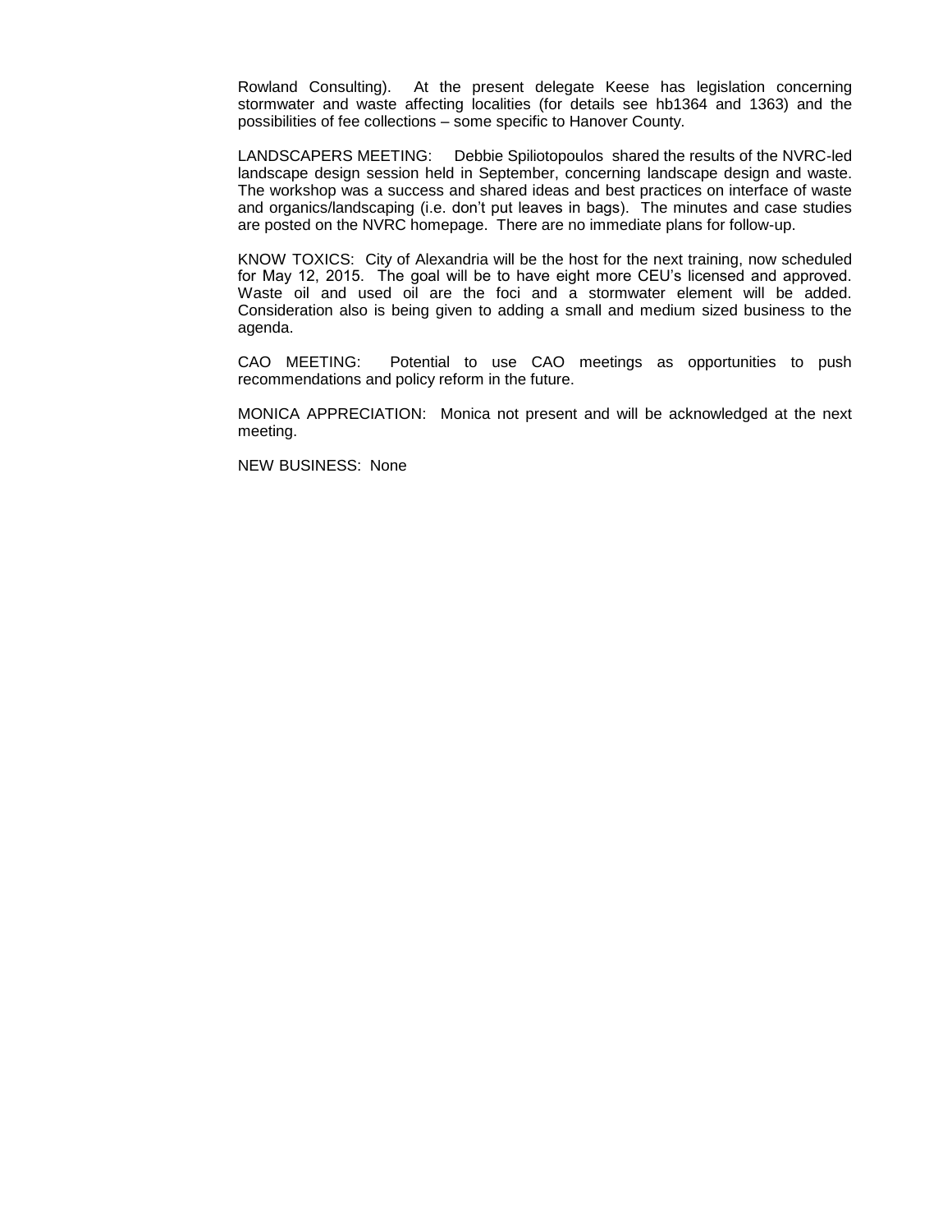Rowland Consulting). At the present delegate Keese has legislation concerning stormwater and waste affecting localities (for details see hb1364 and 1363) and the possibilities of fee collections – some specific to Hanover County.

LANDSCAPERS MEETING: Debbie Spiliotopoulos shared the results of the NVRC-led landscape design session held in September, concerning landscape design and waste. The workshop was a success and shared ideas and best practices on interface of waste and organics/landscaping (i.e. don't put leaves in bags). The minutes and case studies are posted on the NVRC homepage. There are no immediate plans for follow-up.

KNOW TOXICS: City of Alexandria will be the host for the next training, now scheduled for May 12, 2015. The goal will be to have eight more CEU's licensed and approved. Waste oil and used oil are the foci and a stormwater element will be added. Consideration also is being given to adding a small and medium sized business to the agenda.

CAO MEETING: Potential to use CAO meetings as opportunities to push recommendations and policy reform in the future.

MONICA APPRECIATION: Monica not present and will be acknowledged at the next meeting.

NEW BUSINESS: None